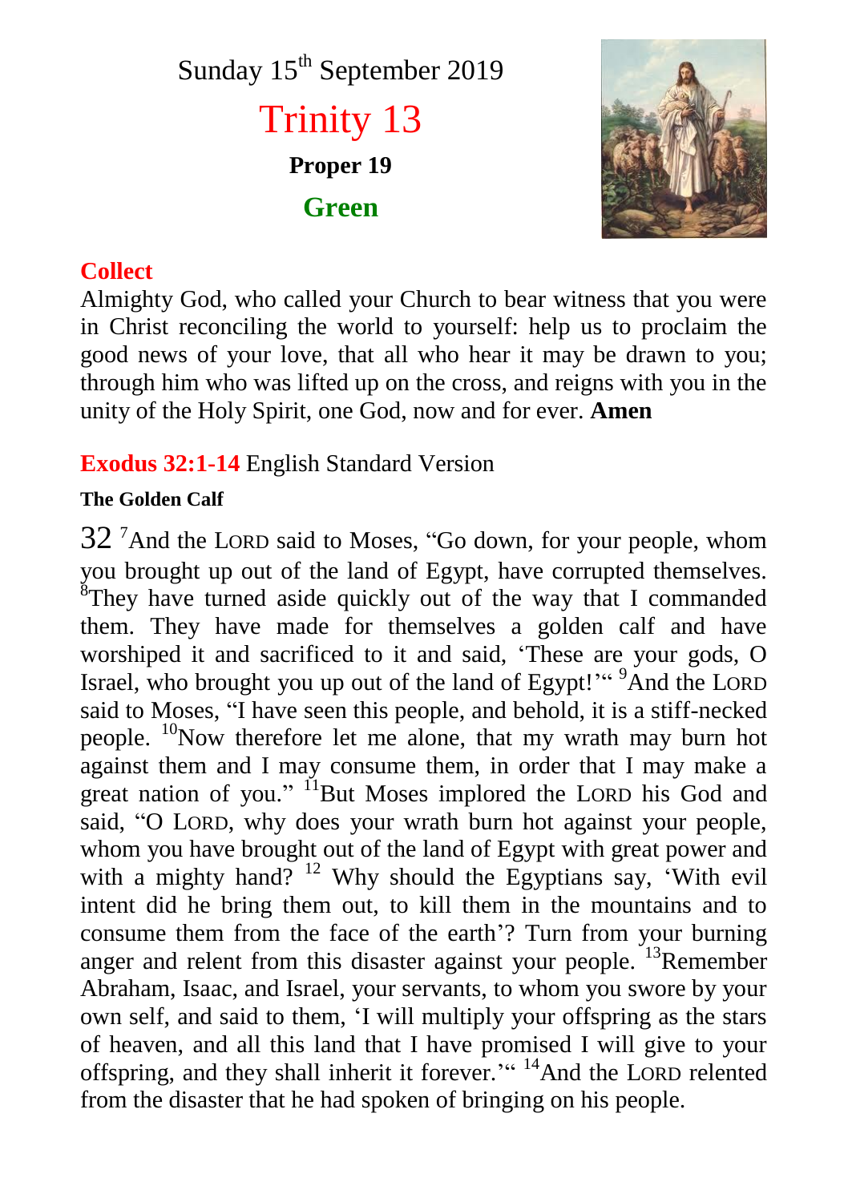Sunday 15th September 2019

# Trinity 13

**Proper 19**

**Green**

## Collect

Almighty God, who called your Church to bear witness that you were in Christ reconciling the world to yourself: help us to proclaim the good news of your love, that all who hear it may be drawn to you; through him who was lifted up on the cross, and reigns with you in the unity of the Holy Spirit, one God, now and for ever. **Amen**

## Exodus 32:1-14 English Standard Version

**The Golden Calf**

32 [7]And the LORD said to Moses, "Go down, for your people, whom you brought up out of the land of Egypt, have corrupted themselves. [8]They have turned aside quickly out of the way that I commanded them. They have made for themselves a golden calf and have worshiped it and sacrificed to it and said, 'These are your gods, O Israel, who brought you up out of the land of Egypt!'" [9]And the LORD said to Moses, "I have seen this people, and behold, it is a stiff-necked people. [10]Now therefore let me alone, that my wrath may burn hot against them and I may consume them, in order that I may make a great nation of you." [11]But Moses implored the LORD his God and said, "O LORD, why does your wrath burn hot against your people, whom you have brought out of the land of Egypt with great power and with a mighty hand? [12] Why should the Egyptians say, 'With evil intent did he bring them out, to kill them in the mountains and to consume them from the face of the earth'? Turn from your burning anger and relent from this disaster against your people. [13]Remember Abraham, Isaac, and Israel, your servants, to whom you swore by your own self, and said to them, 'I will multiply your offspring as the stars of heaven, and all this land that I have promised I will give to your offspring, and they shall inherit it forever.'" [14]And the LORD relented from the disaster that he had spoken of bringing on his people.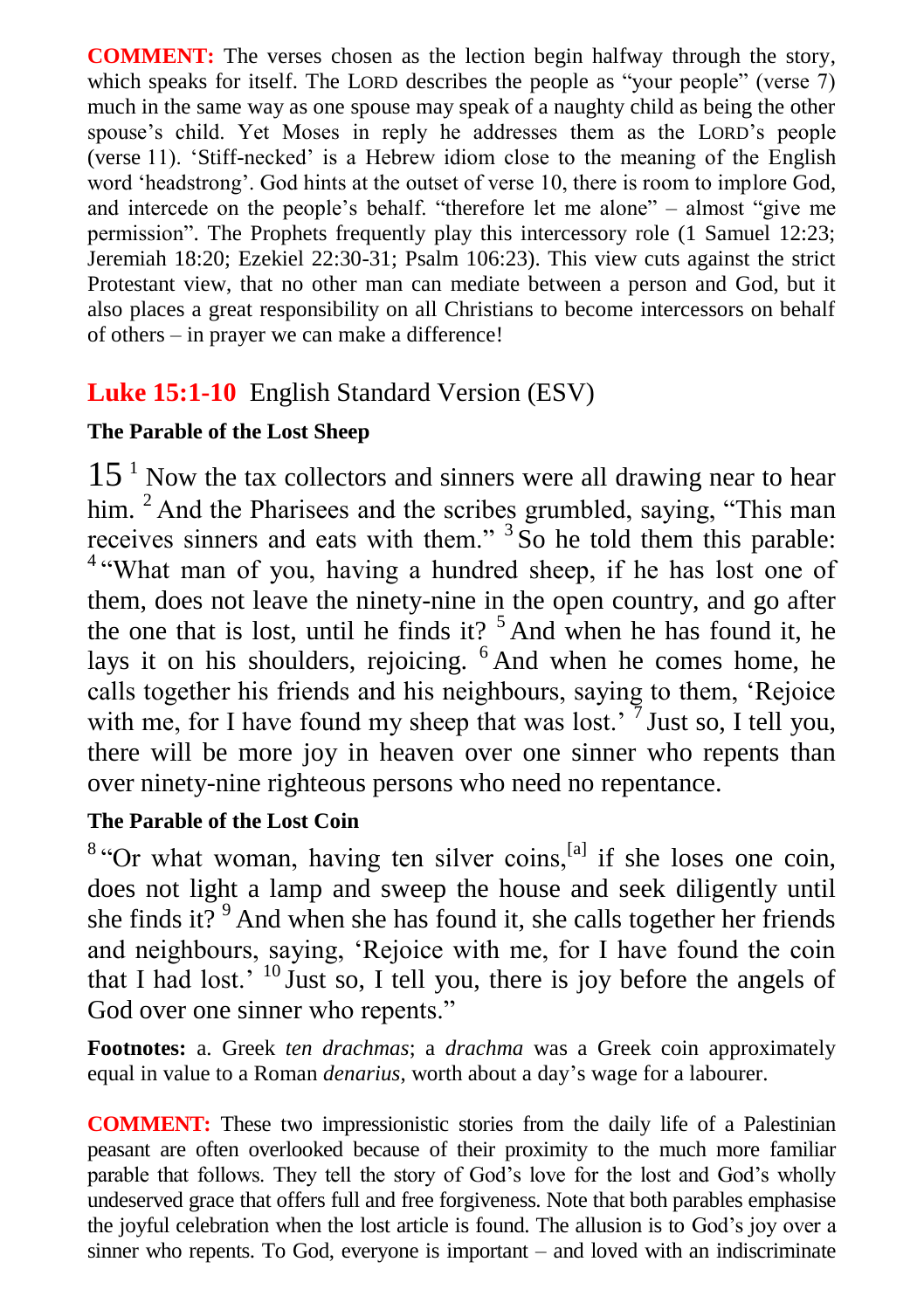**COMMENT:** The verses chosen as the lection begin halfway through the story, which speaks for itself. The LORD describes the people as "your people" (verse 7) much in the same way as one spouse may speak of a naughty child as being the other spouse's child. Yet Moses in reply he addresses them as the LORD's people (verse 11). 'Stiff-necked' is a Hebrew idiom close to the meaning of the English word 'headstrong'. God hints at the outset of verse 10, there is room to implore God, and intercede on the people's behalf. "therefore let me alone" – almost "give me permission". The Prophets frequently play this intercessory role (1 Samuel 12:23; Jeremiah 18:20; Ezekiel 22:30-31; Psalm 106:23). This view cuts against the strict Protestant view, that no other man can mediate between a person and God, but it also places a great responsibility on all Christians to become intercessors on behalf of others – in prayer we can make a difference!

## Luke 15:1-10 English Standard Version (ESV)

**The Parable of the Lost Sheep**

15 [1] Now the tax collectors and sinners were all drawing near to hear him. [2] And the Pharisees and the scribes grumbled, saying, "This man receives sinners and eats with them." [3] So he told them this parable: [4] "What man of you, having a hundred sheep, if he has lost one of them, does not leave the ninety-nine in the open country, and go after the one that is lost, until he finds it? [5] And when he has found it, he lays it on his shoulders, rejoicing. [6] And when he comes home, he calls together his friends and his neighbours, saying to them, 'Rejoice with me, for I have found my sheep that was lost.' [7] Just so, I tell you, there will be more joy in heaven over one sinner who repents than over ninety-nine righteous persons who need no repentance.

**The Parable of the Lost Coin**

[8] "Or what woman, having ten silver coins,[a] if she loses one coin, does not light a lamp and sweep the house and seek diligently until she finds it? [9] And when she has found it, she calls together her friends and neighbours, saying, 'Rejoice with me, for I have found the coin that I had lost.' [10] Just so, I tell you, there is joy before the angels of God over one sinner who repents."

**Footnotes:** a. Greek *ten drachmas*; a *drachma* was a Greek coin approximately equal in value to a Roman *denarius*, worth about a day's wage for a labourer.

**COMMENT:** These two impressionistic stories from the daily life of a Palestinian peasant are often overlooked because of their proximity to the much more familiar parable that follows. They tell the story of God's love for the lost and God's wholly undeserved grace that offers full and free forgiveness. Note that both parables emphasise the joyful celebration when the lost article is found. The allusion is to God's joy over a sinner who repents. To God, everyone is important – and loved with an indiscriminate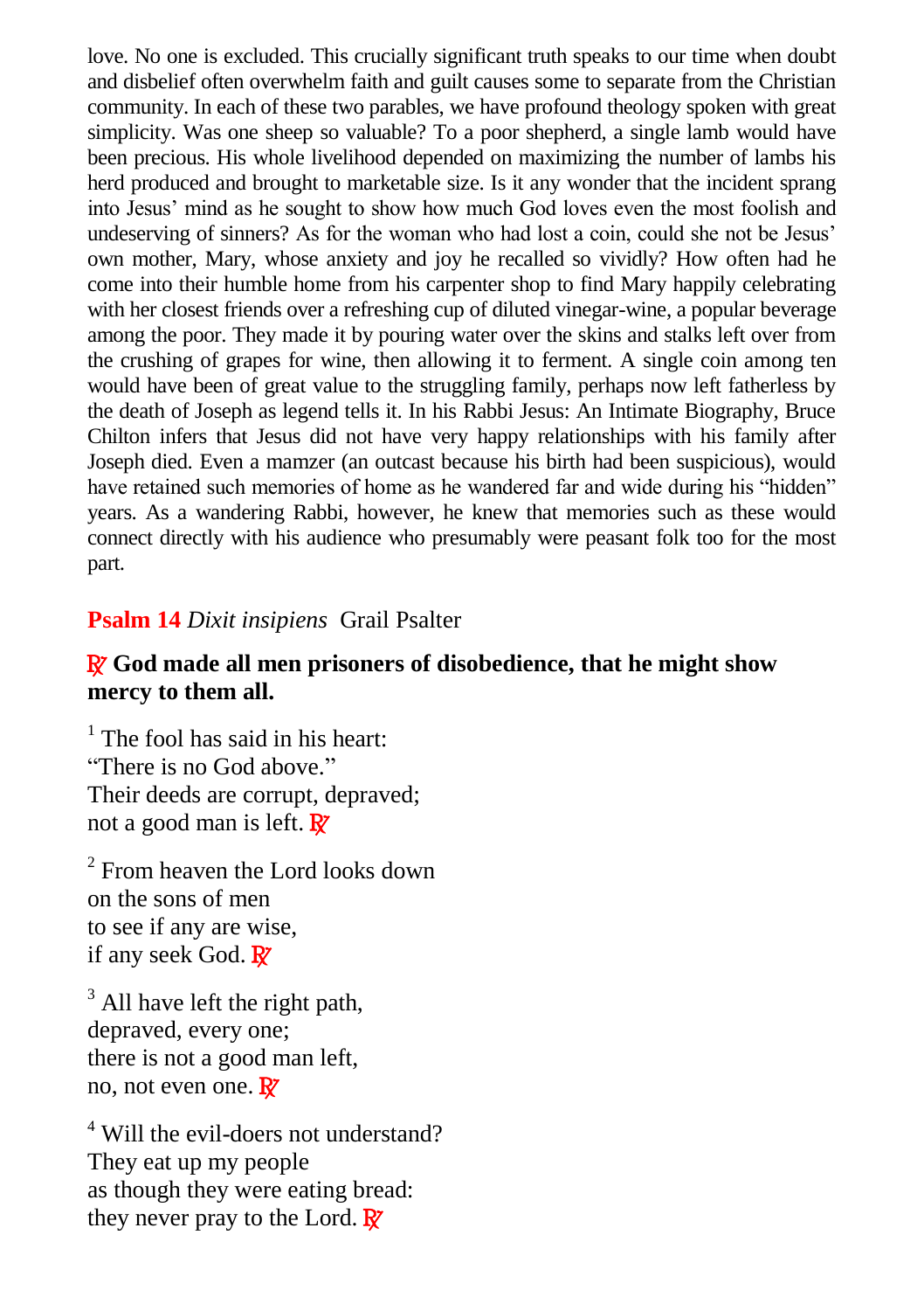love. No one is excluded. This crucially significant truth speaks to our time when doubt and disbelief often overwhelm faith and guilt causes some to separate from the Christian community. In each of these two parables, we have profound theology spoken with great simplicity. Was one sheep so valuable? To a poor shepherd, a single lamb would have been precious. His whole livelihood depended on maximizing the number of lambs his herd produced and brought to marketable size. Is it any wonder that the incident sprang into Jesus' mind as he sought to show how much God loves even the most foolish and undeserving of sinners? As for the woman who had lost a coin, could she not be Jesus' own mother, Mary, whose anxiety and joy he recalled so vividly? How often had he come into their humble home from his carpenter shop to find Mary happily celebrating with her closest friends over a refreshing cup of diluted vinegar-wine, a popular beverage among the poor. They made it by pouring water over the skins and stalks left over from the crushing of grapes for wine, then allowing it to ferment. A single coin among ten would have been of great value to the struggling family, perhaps now left fatherless by the death of Joseph as legend tells it. In his Rabbi Jesus: An Intimate Biography, Bruce Chilton infers that Jesus did not have very happy relationships with his family after Joseph died. Even a mamzer (an outcast because his birth had been suspicious), would have retained such memories of home as he wandered far and wide during his "hidden" years. As a wandering Rabbi, however, he knew that memories such as these would connect directly with his audience who presumably were peasant folk too for the most part.

### **Psalm 14** *Dixit insipiens* Grail Psalter

**℟ God made all men prisoners of disobedience, that he might show mercy to them all.**

[1] The fool has said in his heart:
"There is no God above."
Their deeds are corrupt, depraved;
not a good man is left. ℟

[2] From heaven the Lord looks down
on the sons of men
to see if any are wise,
if any seek God. ℟

[3] All have left the right path,
depraved, every one;
there is not a good man left,
no, not even one. ℟

[4] Will the evil-doers not understand?
They eat up my people
as though they were eating bread:
they never pray to the Lord. ℟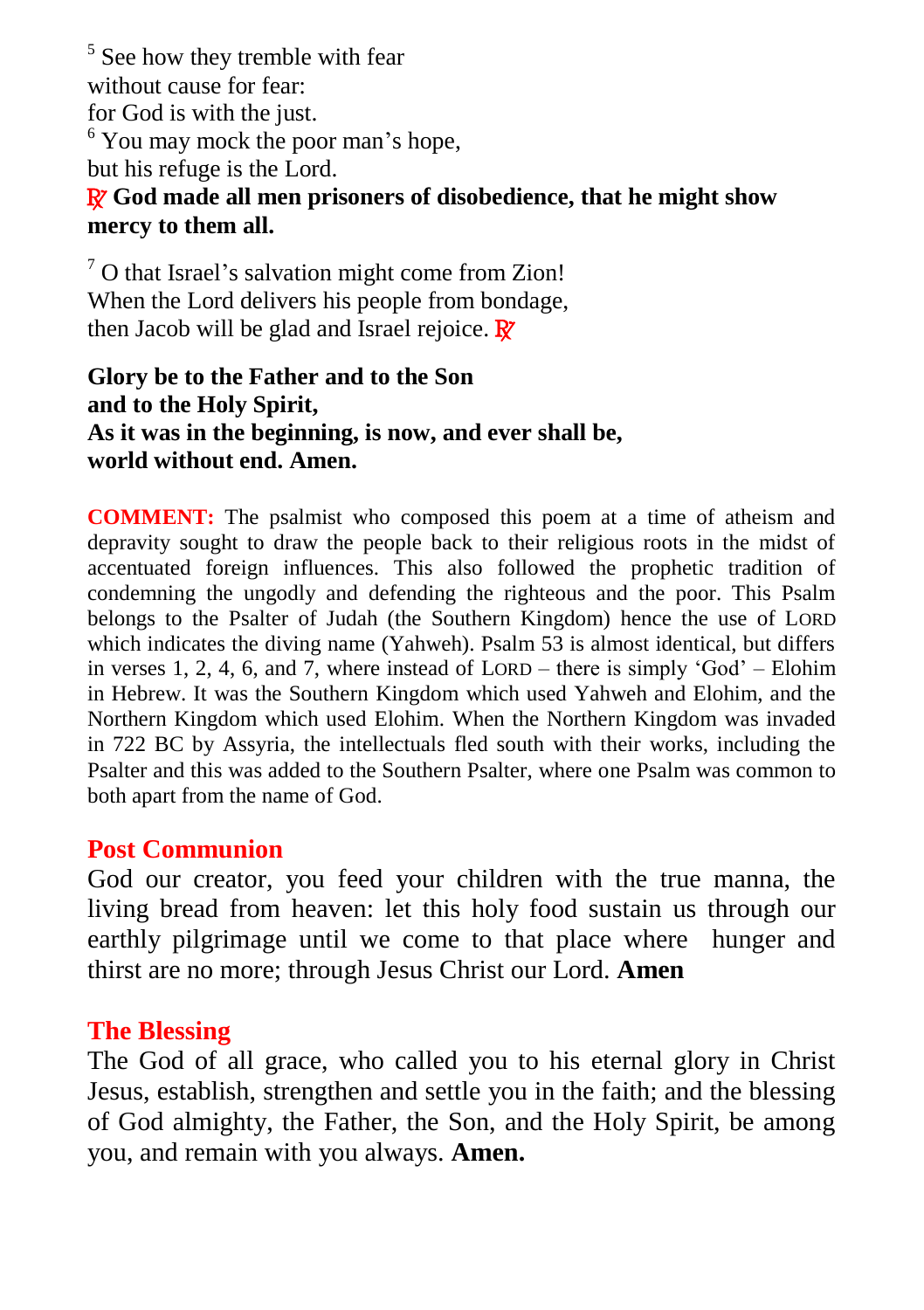[5] See how they tremble with fear
without cause for fear:
for God is with the just.
[6] You may mock the poor man's hope,
but his refuge is the Lord.
℟ **God made all men prisoners of disobedience, that he might show mercy to them all.**

[7] O that Israel's salvation might come from Zion!
When the Lord delivers his people from bondage,
then Jacob will be glad and Israel rejoice. ℟

**Glory be to the Father and to the Son
and to the Holy Spirit,
As it was in the beginning, is now, and ever shall be,
world without end. Amen.**

**COMMENT:** The psalmist who composed this poem at a time of atheism and depravity sought to draw the people back to their religious roots in the midst of accentuated foreign influences. This also followed the prophetic tradition of condemning the ungodly and defending the righteous and the poor. This Psalm belongs to the Psalter of Judah (the Southern Kingdom) hence the use of LORD which indicates the diving name (Yahweh). Psalm 53 is almost identical, but differs in verses 1, 2, 4, 6, and 7, where instead of LORD – there is simply 'God' – Elohim in Hebrew. It was the Southern Kingdom which used Yahweh and Elohim, and the Northern Kingdom which used Elohim. When the Northern Kingdom was invaded in 722 BC by Assyria, the intellectuals fled south with their works, including the Psalter and this was added to the Southern Psalter, where one Psalm was common to both apart from the name of God.

## Post Communion

God our creator, you feed your children with the true manna, the living bread from heaven: let this holy food sustain us through our earthly pilgrimage until we come to that place where hunger and thirst are no more; through Jesus Christ our Lord. **Amen**

## The Blessing

The God of all grace, who called you to his eternal glory in Christ Jesus, establish, strengthen and settle you in the faith; and the blessing of God almighty, the Father, the Son, and the Holy Spirit, be among you, and remain with you always. **Amen.**